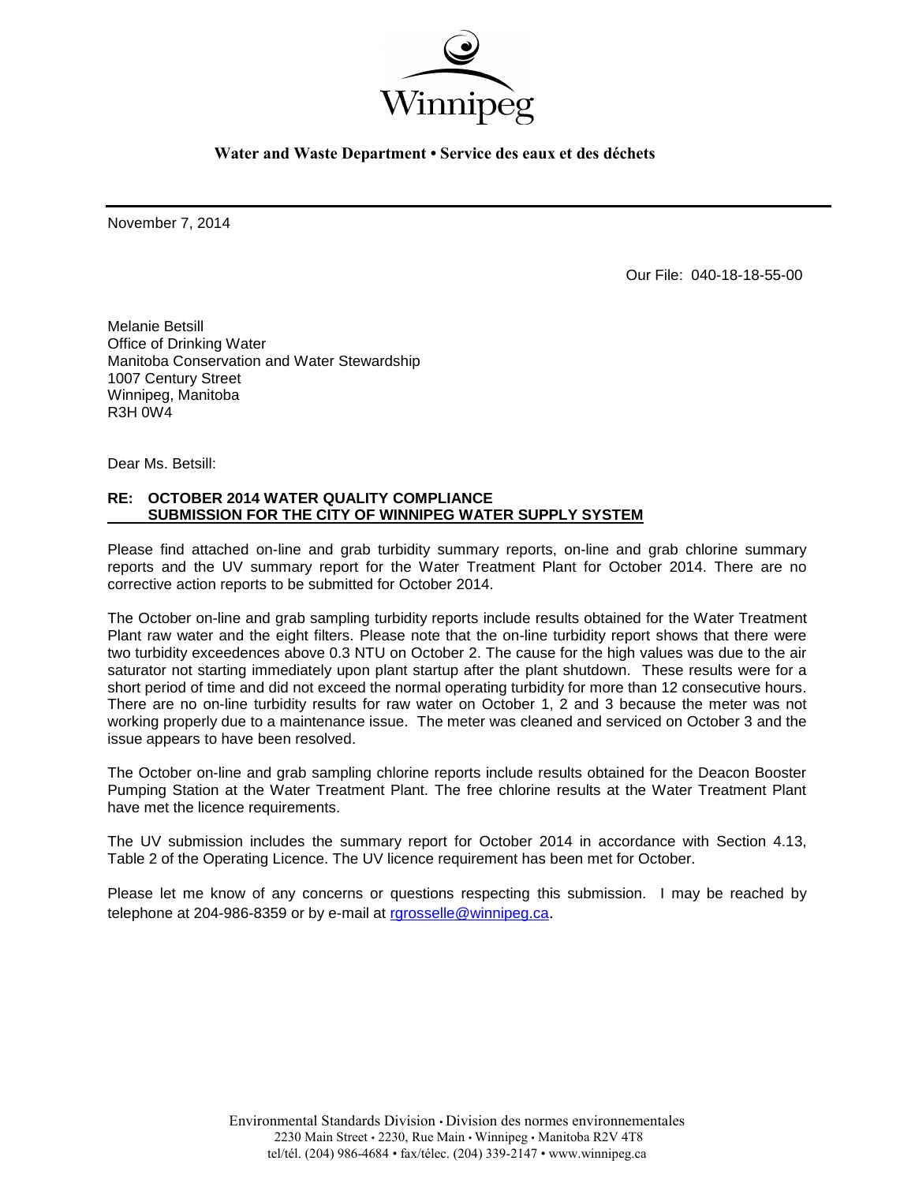Winnipeg

**Water and Waste Department • Service des eaux et des déchets**

November 7, 2014

Our File: 040-18-18-55-00

Melanie Betsill
Office of Drinking Water
Manitoba Conservation and Water Stewardship
1007 Century Street
Winnipeg, Manitoba
R3H 0W4

Dear Ms. Betsill:

**RE: OCTOBER 2014 WATER QUALITY COMPLIANCE**
**SUBMISSION FOR THE CITY OF WINNIPEG WATER SUPPLY SYSTEM**

Please find attached on-line and grab turbidity summary reports, on-line and grab chlorine summary reports and the UV summary report for the Water Treatment Plant for October 2014. There are no corrective action reports to be submitted for October 2014.

The October on-line and grab sampling turbidity reports include results obtained for the Water Treatment Plant raw water and the eight filters. Please note that the on-line turbidity report shows that there were two turbidity exceedences above 0.3 NTU on October 2. The cause for the high values was due to the air saturator not starting immediately upon plant startup after the plant shutdown. These results were for a short period of time and did not exceed the normal operating turbidity for more than 12 consecutive hours. There are no on-line turbidity results for raw water on October 1, 2 and 3 because the meter was not working properly due to a maintenance issue. The meter was cleaned and serviced on October 3 and the issue appears to have been resolved.

The October on-line and grab sampling chlorine reports include results obtained for the Deacon Booster Pumping Station at the Water Treatment Plant. The free chlorine results at the Water Treatment Plant have met the licence requirements.

The UV submission includes the summary report for October 2014 in accordance with Section 4.13, Table 2 of the Operating Licence. The UV licence requirement has been met for October.

Please let me know of any concerns or questions respecting this submission. I may be reached by telephone at 204-986-8359 or by e-mail at rgrosselle@winnipeg.ca.

Environmental Standards Division • Division des normes environnementales
2230 Main Street • 2230, Rue Main • Winnipeg • Manitoba R2V 4T8
tel/tél. (204) 986-4684 • fax/télec. (204) 339-2147 • www.winnipeg.ca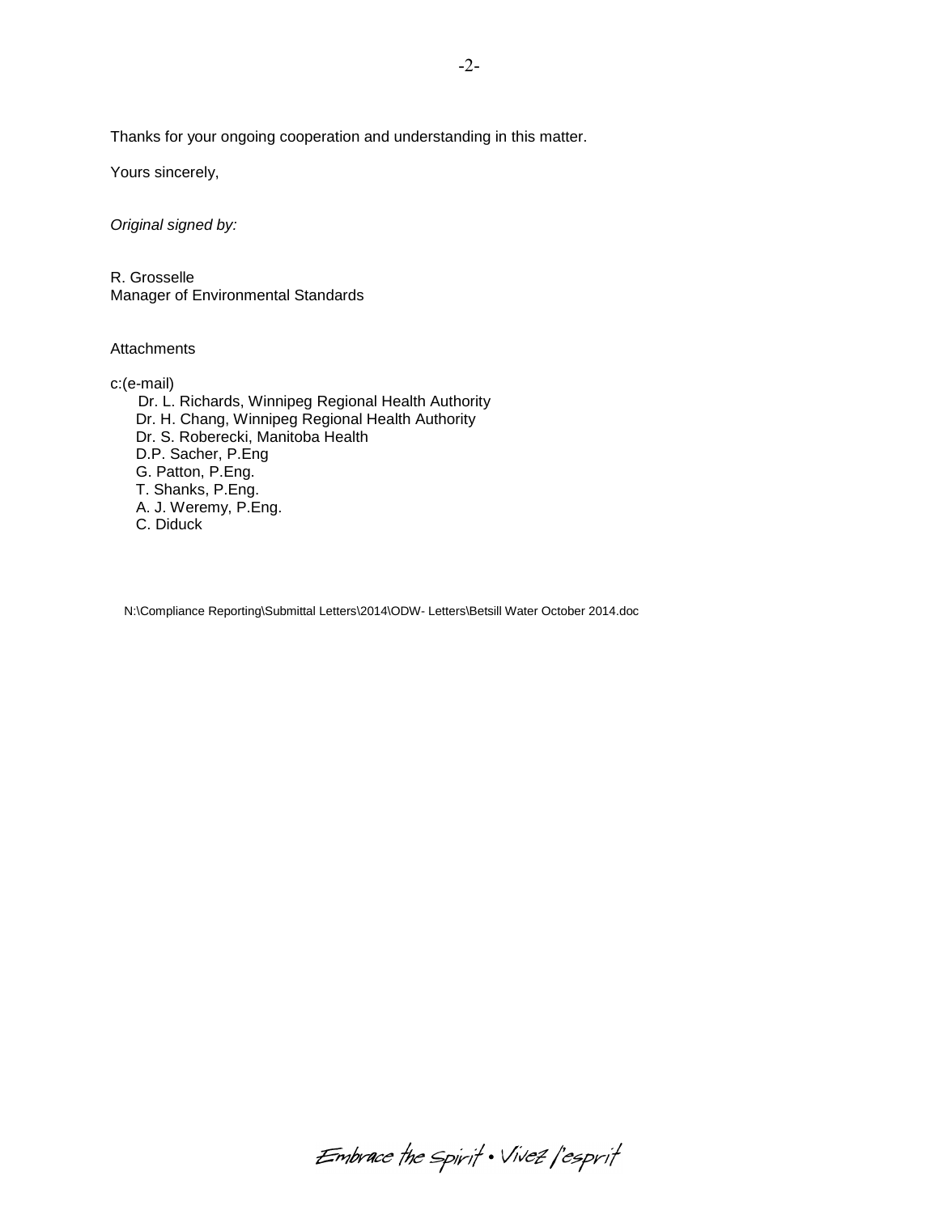Thanks for your ongoing cooperation and understanding in this matter.

Yours sincerely,

*Original signed by:*

R. Grosselle
Manager of Environmental Standards

Attachments

c:(e-mail)
Dr. L. Richards, Winnipeg Regional Health Authority
Dr. H. Chang, Winnipeg Regional Health Authority
Dr. S. Roberecki, Manitoba Health
D.P. Sacher, P.Eng
G. Patton, P.Eng.
T. Shanks, P.Eng.
A. J. Weremy, P.Eng.
C. Diduck

N:\Compliance Reporting\Submittal Letters\2014\ODW- Letters\Betsill Water October 2014.doc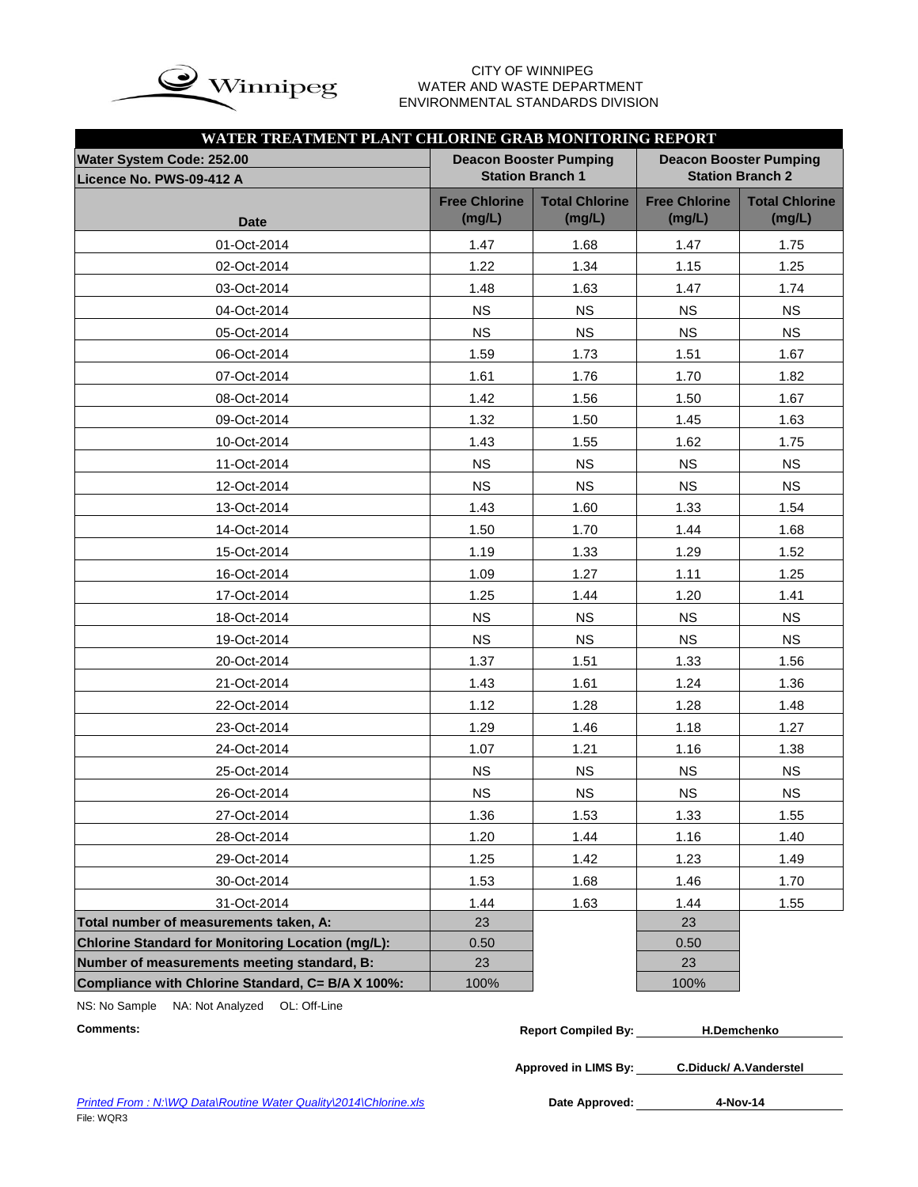CITY OF WINNIPEG
WATER AND WASTE DEPARTMENT
ENVIRONMENTAL STANDARDS DIVISION

# WATER TREATMENT PLANT CHLORINE GRAB MONITORING REPORT

| Water System Code: 252.00<br>Licence No. PWS-09-412 A | Deacon Booster Pumping Station Branch 1 | | Deacon Booster Pumping Station Branch 2 | |
|---|---|---|---|---|
| **Date** | **Free Chlorine (mg/L)** | **Total Chlorine (mg/L)** | **Free Chlorine (mg/L)** | **Total Chlorine (mg/L)** |
| 01-Oct-2014 | 1.47 | 1.68 | 1.47 | 1.75 |
| 02-Oct-2014 | 1.22 | 1.34 | 1.15 | 1.25 |
| 03-Oct-2014 | 1.48 | 1.63 | 1.47 | 1.74 |
| 04-Oct-2014 | NS | NS | NS | NS |
| 05-Oct-2014 | NS | NS | NS | NS |
| 06-Oct-2014 | 1.59 | 1.73 | 1.51 | 1.67 |
| 07-Oct-2014 | 1.61 | 1.76 | 1.70 | 1.82 |
| 08-Oct-2014 | 1.42 | 1.56 | 1.50 | 1.67 |
| 09-Oct-2014 | 1.32 | 1.50 | 1.45 | 1.63 |
| 10-Oct-2014 | 1.43 | 1.55 | 1.62 | 1.75 |
| 11-Oct-2014 | NS | NS | NS | NS |
| 12-Oct-2014 | NS | NS | NS | NS |
| 13-Oct-2014 | 1.43 | 1.60 | 1.33 | 1.54 |
| 14-Oct-2014 | 1.50 | 1.70 | 1.44 | 1.68 |
| 15-Oct-2014 | 1.19 | 1.33 | 1.29 | 1.52 |
| 16-Oct-2014 | 1.09 | 1.27 | 1.11 | 1.25 |
| 17-Oct-2014 | 1.25 | 1.44 | 1.20 | 1.41 |
| 18-Oct-2014 | NS | NS | NS | NS |
| 19-Oct-2014 | NS | NS | NS | NS |
| 20-Oct-2014 | 1.37 | 1.51 | 1.33 | 1.56 |
| 21-Oct-2014 | 1.43 | 1.61 | 1.24 | 1.36 |
| 22-Oct-2014 | 1.12 | 1.28 | 1.28 | 1.48 |
| 23-Oct-2014 | 1.29 | 1.46 | 1.18 | 1.27 |
| 24-Oct-2014 | 1.07 | 1.21 | 1.16 | 1.38 |
| 25-Oct-2014 | NS | NS | NS | NS |
| 26-Oct-2014 | NS | NS | NS | NS |
| 27-Oct-2014 | 1.36 | 1.53 | 1.33 | 1.55 |
| 28-Oct-2014 | 1.20 | 1.44 | 1.16 | 1.40 |
| 29-Oct-2014 | 1.25 | 1.42 | 1.23 | 1.49 |
| 30-Oct-2014 | 1.53 | 1.68 | 1.46 | 1.70 |
| 31-Oct-2014 | 1.44 | 1.63 | 1.44 | 1.55 |
| **Total number of measurements taken, A:** | 23 | | 23 | |
| **Chlorine Standard for Monitoring Location (mg/L):** | 0.50 | | 0.50 | |
| **Number of measurements meeting standard, B:** | 23 | | 23 | |
| **Compliance with Chlorine Standard, C= B/A X 100%:** | 100% | | 100% | |

NS: No Sample NA: Not Analyzed OL: Off-Line

**Comments:**

**Report Compiled By:** H.Demchenko

**Approved in LIMS By:** C.Diduck/ A.Vanderstel

**Date Approved:** 4-Nov-14

*Printed From : N:\WQ Data\Routine Water Quality\2014\Chlorine.xls*

File: WQR3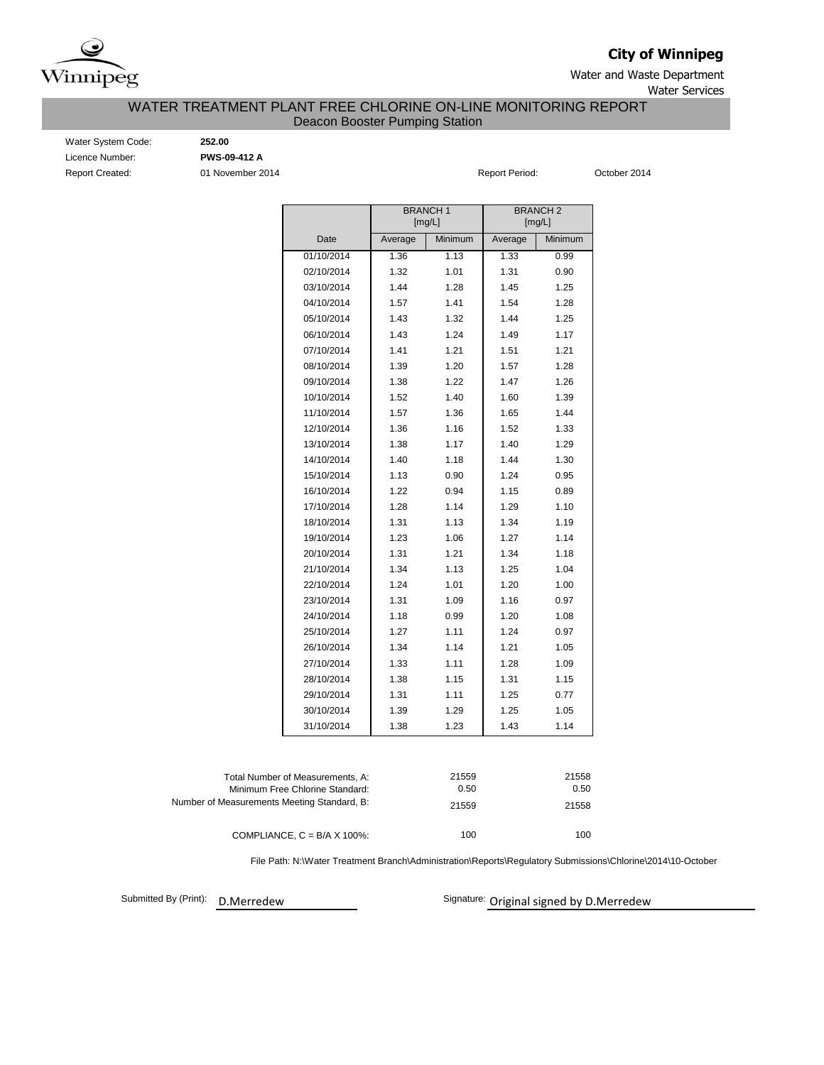**City of Winnipeg**

Water and Waste Department

Water Services

# WATER TREATMENT PLANT FREE CHLORINE ON-LINE MONITORING REPORT

## Deacon Booster Pumping Station

Water System Code: **252.00**

Licence Number: **PWS-09-412 A**

Report Created: 01 November 2014

Report Period: October 2014

| | BRANCH 1 [mg/L] | | BRANCH 2 [mg/L] | |
|---|---|---|---|---|
| Date | Average | Minimum | Average | Minimum |
| 01/10/2014 | 1.36 | 1.13 | 1.33 | 0.99 |
| 02/10/2014 | 1.32 | 1.01 | 1.31 | 0.90 |
| 03/10/2014 | 1.44 | 1.28 | 1.45 | 1.25 |
| 04/10/2014 | 1.57 | 1.41 | 1.54 | 1.28 |
| 05/10/2014 | 1.43 | 1.32 | 1.44 | 1.25 |
| 06/10/2014 | 1.43 | 1.24 | 1.49 | 1.17 |
| 07/10/2014 | 1.41 | 1.21 | 1.51 | 1.21 |
| 08/10/2014 | 1.39 | 1.20 | 1.57 | 1.28 |
| 09/10/2014 | 1.38 | 1.22 | 1.47 | 1.26 |
| 10/10/2014 | 1.52 | 1.40 | 1.60 | 1.39 |
| 11/10/2014 | 1.57 | 1.36 | 1.65 | 1.44 |
| 12/10/2014 | 1.36 | 1.16 | 1.52 | 1.33 |
| 13/10/2014 | 1.38 | 1.17 | 1.40 | 1.29 |
| 14/10/2014 | 1.40 | 1.18 | 1.44 | 1.30 |
| 15/10/2014 | 1.13 | 0.90 | 1.24 | 0.95 |
| 16/10/2014 | 1.22 | 0.94 | 1.15 | 0.89 |
| 17/10/2014 | 1.28 | 1.14 | 1.29 | 1.10 |
| 18/10/2014 | 1.31 | 1.13 | 1.34 | 1.19 |
| 19/10/2014 | 1.23 | 1.06 | 1.27 | 1.14 |
| 20/10/2014 | 1.31 | 1.21 | 1.34 | 1.18 |
| 21/10/2014 | 1.34 | 1.13 | 1.25 | 1.04 |
| 22/10/2014 | 1.24 | 1.01 | 1.20 | 1.00 |
| 23/10/2014 | 1.31 | 1.09 | 1.16 | 0.97 |
| 24/10/2014 | 1.18 | 0.99 | 1.20 | 1.08 |
| 25/10/2014 | 1.27 | 1.11 | 1.24 | 0.97 |
| 26/10/2014 | 1.34 | 1.14 | 1.21 | 1.05 |
| 27/10/2014 | 1.33 | 1.11 | 1.28 | 1.09 |
| 28/10/2014 | 1.38 | 1.15 | 1.31 | 1.15 |
| 29/10/2014 | 1.31 | 1.11 | 1.25 | 0.77 |
| 30/10/2014 | 1.39 | 1.29 | 1.25 | 1.05 |
| 31/10/2014 | 1.38 | 1.23 | 1.43 | 1.14 |

| | Branch 1 | Branch 2 |
|---|---|---|
| Total Number of Measurements, A: | 21559 | 21558 |
| Minimum Free Chlorine Standard: | 0.50 | 0.50 |
| Number of Measurements Meeting Standard, B: | 21559 | 21558 |
| COMPLIANCE, C = B/A X 100%: | 100 | 100 |

File Path: N:\Water Treatment Branch\Administration\Reports\Regulatory Submissions\Chlorine\2014\10-October

Submitted By (Print): D.Merredew

Signature: Original signed by D.Merredew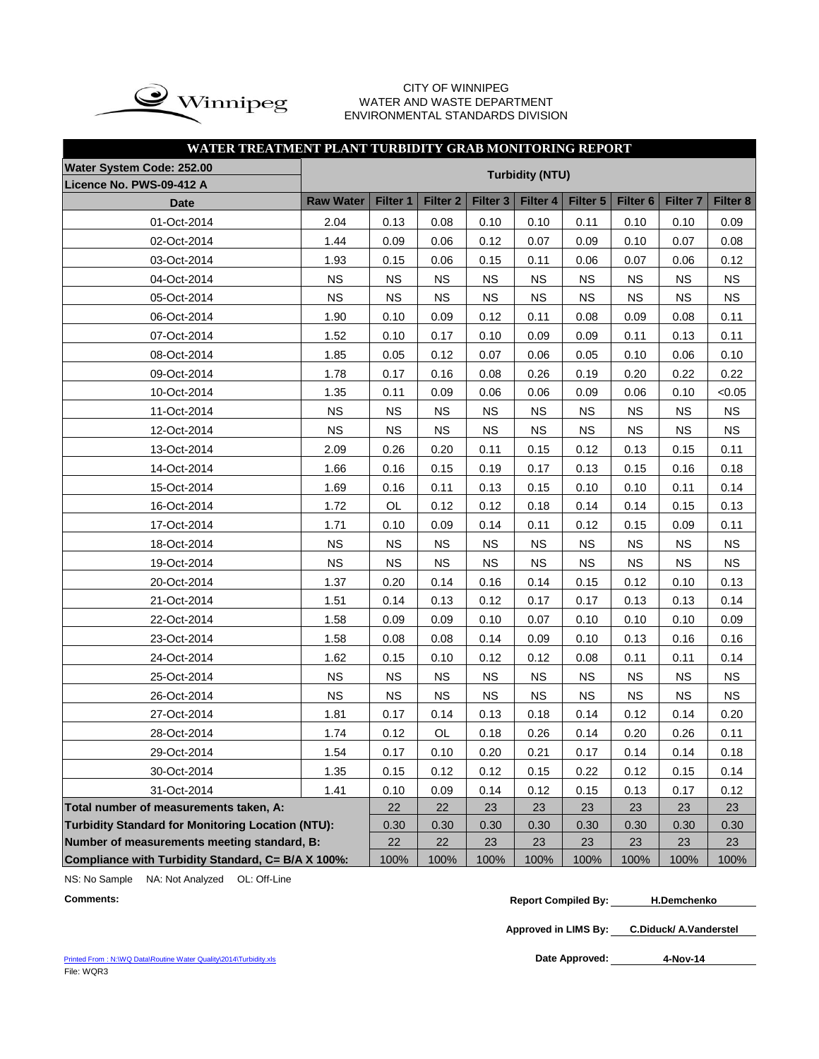CITY OF WINNIPEG
WATER AND WASTE DEPARTMENT
ENVIRONMENTAL STANDARDS DIVISION

## WATER TREATMENT PLANT TURBIDITY GRAB MONITORING REPORT

| Water System Code: 252.00 | Turbidity (NTU) | | | | | | | | |
|---|---|---|---|---|---|---|---|---|---|
| Licence No. PWS-09-412 A | | | | | | | | | |
| **Date** | **Raw Water** | **Filter 1** | **Filter 2** | **Filter 3** | **Filter 4** | **Filter 5** | **Filter 6** | **Filter 7** | **Filter 8** |
| 01-Oct-2014 | 2.04 | 0.13 | 0.08 | 0.10 | 0.10 | 0.11 | 0.10 | 0.10 | 0.09 |
| 02-Oct-2014 | 1.44 | 0.09 | 0.06 | 0.12 | 0.07 | 0.09 | 0.10 | 0.07 | 0.08 |
| 03-Oct-2014 | 1.93 | 0.15 | 0.06 | 0.15 | 0.11 | 0.06 | 0.07 | 0.06 | 0.12 |
| 04-Oct-2014 | NS | NS | NS | NS | NS | NS | NS | NS | NS |
| 05-Oct-2014 | NS | NS | NS | NS | NS | NS | NS | NS | NS |
| 06-Oct-2014 | 1.90 | 0.10 | 0.09 | 0.12 | 0.11 | 0.08 | 0.09 | 0.08 | 0.11 |
| 07-Oct-2014 | 1.52 | 0.10 | 0.17 | 0.10 | 0.09 | 0.09 | 0.11 | 0.13 | 0.11 |
| 08-Oct-2014 | 1.85 | 0.05 | 0.12 | 0.07 | 0.06 | 0.05 | 0.10 | 0.06 | 0.10 |
| 09-Oct-2014 | 1.78 | 0.17 | 0.16 | 0.08 | 0.26 | 0.19 | 0.20 | 0.22 | 0.22 |
| 10-Oct-2014 | 1.35 | 0.11 | 0.09 | 0.06 | 0.06 | 0.09 | 0.06 | 0.10 | <0.05 |
| 11-Oct-2014 | NS | NS | NS | NS | NS | NS | NS | NS | NS |
| 12-Oct-2014 | NS | NS | NS | NS | NS | NS | NS | NS | NS |
| 13-Oct-2014 | 2.09 | 0.26 | 0.20 | 0.11 | 0.15 | 0.12 | 0.13 | 0.15 | 0.11 |
| 14-Oct-2014 | 1.66 | 0.16 | 0.15 | 0.19 | 0.17 | 0.13 | 0.15 | 0.16 | 0.18 |
| 15-Oct-2014 | 1.69 | 0.16 | 0.11 | 0.13 | 0.15 | 0.10 | 0.10 | 0.11 | 0.14 |
| 16-Oct-2014 | 1.72 | OL | 0.12 | 0.12 | 0.18 | 0.14 | 0.14 | 0.15 | 0.13 |
| 17-Oct-2014 | 1.71 | 0.10 | 0.09 | 0.14 | 0.11 | 0.12 | 0.15 | 0.09 | 0.11 |
| 18-Oct-2014 | NS | NS | NS | NS | NS | NS | NS | NS | NS |
| 19-Oct-2014 | NS | NS | NS | NS | NS | NS | NS | NS | NS |
| 20-Oct-2014 | 1.37 | 0.20 | 0.14 | 0.16 | 0.14 | 0.15 | 0.12 | 0.10 | 0.13 |
| 21-Oct-2014 | 1.51 | 0.14 | 0.13 | 0.12 | 0.17 | 0.17 | 0.13 | 0.13 | 0.14 |
| 22-Oct-2014 | 1.58 | 0.09 | 0.09 | 0.10 | 0.07 | 0.10 | 0.10 | 0.10 | 0.09 |
| 23-Oct-2014 | 1.58 | 0.08 | 0.08 | 0.14 | 0.09 | 0.10 | 0.13 | 0.16 | 0.16 |
| 24-Oct-2014 | 1.62 | 0.15 | 0.10 | 0.12 | 0.12 | 0.08 | 0.11 | 0.11 | 0.14 |
| 25-Oct-2014 | NS | NS | NS | NS | NS | NS | NS | NS | NS |
| 26-Oct-2014 | NS | NS | NS | NS | NS | NS | NS | NS | NS |
| 27-Oct-2014 | 1.81 | 0.17 | 0.14 | 0.13 | 0.18 | 0.14 | 0.12 | 0.14 | 0.20 |
| 28-Oct-2014 | 1.74 | 0.12 | OL | 0.18 | 0.26 | 0.14 | 0.20 | 0.26 | 0.11 |
| 29-Oct-2014 | 1.54 | 0.17 | 0.10 | 0.20 | 0.21 | 0.17 | 0.14 | 0.14 | 0.18 |
| 30-Oct-2014 | 1.35 | 0.15 | 0.12 | 0.12 | 0.15 | 0.22 | 0.12 | 0.15 | 0.14 |
| 31-Oct-2014 | 1.41 | 0.10 | 0.09 | 0.14 | 0.12 | 0.15 | 0.13 | 0.17 | 0.12 |
| **Total number of measurements taken, A:** | | 22 | 22 | 23 | 23 | 23 | 23 | 23 | 23 |
| **Turbidity Standard for Monitoring Location (NTU):** | | 0.30 | 0.30 | 0.30 | 0.30 | 0.30 | 0.30 | 0.30 | 0.30 |
| **Number of measurements meeting standard, B:** | | 22 | 22 | 23 | 23 | 23 | 23 | 23 | 23 |
| **Compliance with Turbidity Standard, C= B/A X 100%:** | | 100% | 100% | 100% | 100% | 100% | 100% | 100% | 100% |

NS: No Sample NA: Not Analyzed OL: Off-Line

**Comments:**

**Report Compiled By:** H.Demchenko

**Approved in LIMS By:** C.Diduck/ A.Vanderstel

**Date Approved:** 4-Nov-14

Printed From : N:\WQ Data\Routine Water Quality\2014\Turbidity.xls
File: WQR3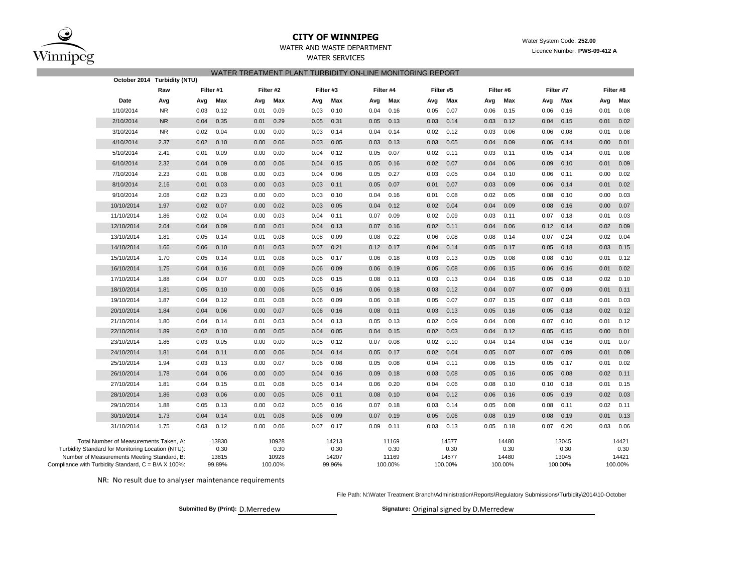# CITY OF WINNIPEG

WATER AND WASTE DEPARTMENT

WATER SERVICES

Water System Code: **252.00**

Licence Number: **PWS-09-412 A**

## WATER TREATMENT PLANT TURBIDITY ON-LINE MONITORING REPORT

**October 2014 Turbidity (NTU)**

| | Raw | Filter #1 | | Filter #2 | | Filter #3 | | Filter #4 | | Filter #5 | | Filter #6 | | Filter #7 | | Filter #8 | |
|---|---|---|---|---|---|---|---|---|---|---|---|---|---|---|---|---|---|
| **Date** | **Avg** | **Avg** | **Max** | **Avg** | **Max** | **Avg** | **Max** | **Avg** | **Max** | **Avg** | **Max** | **Avg** | **Max** | **Avg** | **Max** | **Avg** | **Max** |
| 1/10/2014 | NR | 0.03 | 0.12 | 0.01 | 0.09 | 0.03 | 0.10 | 0.04 | 0.16 | 0.05 | 0.07 | 0.06 | 0.15 | 0.06 | 0.16 | 0.01 | 0.08 |
| 2/10/2014 | NR | 0.04 | 0.35 | 0.01 | 0.29 | 0.05 | 0.31 | 0.05 | 0.13 | 0.03 | 0.14 | 0.03 | 0.12 | 0.04 | 0.15 | 0.01 | 0.02 |
| 3/10/2014 | NR | 0.02 | 0.04 | 0.00 | 0.00 | 0.03 | 0.14 | 0.04 | 0.14 | 0.02 | 0.12 | 0.03 | 0.06 | 0.06 | 0.08 | 0.01 | 0.08 |
| 4/10/2014 | 2.37 | 0.02 | 0.10 | 0.00 | 0.06 | 0.03 | 0.05 | 0.03 | 0.13 | 0.03 | 0.05 | 0.04 | 0.09 | 0.06 | 0.14 | 0.00 | 0.01 |
| 5/10/2014 | 2.41 | 0.01 | 0.09 | 0.00 | 0.00 | 0.04 | 0.12 | 0.05 | 0.07 | 0.02 | 0.11 | 0.03 | 0.11 | 0.05 | 0.14 | 0.01 | 0.08 |
| 6/10/2014 | 2.32 | 0.04 | 0.09 | 0.00 | 0.06 | 0.04 | 0.15 | 0.05 | 0.16 | 0.02 | 0.07 | 0.04 | 0.06 | 0.09 | 0.10 | 0.01 | 0.09 |
| 7/10/2014 | 2.23 | 0.01 | 0.08 | 0.00 | 0.03 | 0.04 | 0.06 | 0.05 | 0.27 | 0.03 | 0.05 | 0.04 | 0.10 | 0.06 | 0.11 | 0.00 | 0.02 |
| 8/10/2014 | 2.16 | 0.01 | 0.03 | 0.00 | 0.03 | 0.03 | 0.11 | 0.05 | 0.07 | 0.01 | 0.07 | 0.03 | 0.09 | 0.06 | 0.14 | 0.01 | 0.02 |
| 9/10/2014 | 2.08 | 0.02 | 0.23 | 0.00 | 0.00 | 0.03 | 0.10 | 0.04 | 0.16 | 0.01 | 0.08 | 0.02 | 0.05 | 0.08 | 0.10 | 0.00 | 0.03 |
| 10/10/2014 | 1.97 | 0.02 | 0.07 | 0.00 | 0.02 | 0.03 | 0.05 | 0.04 | 0.12 | 0.02 | 0.04 | 0.04 | 0.09 | 0.08 | 0.16 | 0.00 | 0.07 |
| 11/10/2014 | 1.86 | 0.02 | 0.04 | 0.00 | 0.03 | 0.04 | 0.11 | 0.07 | 0.09 | 0.02 | 0.09 | 0.03 | 0.11 | 0.07 | 0.18 | 0.01 | 0.03 |
| 12/10/2014 | 2.04 | 0.04 | 0.09 | 0.00 | 0.01 | 0.04 | 0.13 | 0.07 | 0.16 | 0.02 | 0.11 | 0.04 | 0.06 | 0.12 | 0.14 | 0.02 | 0.09 |
| 13/10/2014 | 1.81 | 0.05 | 0.14 | 0.01 | 0.08 | 0.08 | 0.09 | 0.08 | 0.22 | 0.06 | 0.08 | 0.08 | 0.14 | 0.07 | 0.24 | 0.02 | 0.04 |
| 14/10/2014 | 1.66 | 0.06 | 0.10 | 0.01 | 0.03 | 0.07 | 0.21 | 0.12 | 0.17 | 0.04 | 0.14 | 0.05 | 0.17 | 0.05 | 0.18 | 0.03 | 0.15 |
| 15/10/2014 | 1.70 | 0.05 | 0.14 | 0.01 | 0.08 | 0.05 | 0.17 | 0.06 | 0.18 | 0.03 | 0.13 | 0.05 | 0.08 | 0.08 | 0.10 | 0.01 | 0.12 |
| 16/10/2014 | 1.75 | 0.04 | 0.16 | 0.01 | 0.09 | 0.06 | 0.09 | 0.06 | 0.19 | 0.05 | 0.08 | 0.06 | 0.15 | 0.06 | 0.16 | 0.01 | 0.02 |
| 17/10/2014 | 1.88 | 0.04 | 0.07 | 0.00 | 0.05 | 0.06 | 0.15 | 0.08 | 0.11 | 0.03 | 0.13 | 0.04 | 0.16 | 0.05 | 0.18 | 0.02 | 0.10 |
| 18/10/2014 | 1.81 | 0.05 | 0.10 | 0.00 | 0.06 | 0.05 | 0.16 | 0.06 | 0.18 | 0.03 | 0.12 | 0.04 | 0.07 | 0.07 | 0.09 | 0.01 | 0.11 |
| 19/10/2014 | 1.87 | 0.04 | 0.12 | 0.01 | 0.08 | 0.06 | 0.09 | 0.06 | 0.18 | 0.05 | 0.07 | 0.07 | 0.15 | 0.07 | 0.18 | 0.01 | 0.03 |
| 20/10/2014 | 1.84 | 0.04 | 0.06 | 0.00 | 0.07 | 0.06 | 0.16 | 0.08 | 0.11 | 0.03 | 0.13 | 0.05 | 0.16 | 0.05 | 0.18 | 0.02 | 0.12 |
| 21/10/2014 | 1.80 | 0.04 | 0.14 | 0.01 | 0.03 | 0.04 | 0.13 | 0.05 | 0.13 | 0.02 | 0.09 | 0.04 | 0.08 | 0.07 | 0.10 | 0.01 | 0.12 |
| 22/10/2014 | 1.89 | 0.02 | 0.10 | 0.00 | 0.05 | 0.04 | 0.05 | 0.04 | 0.15 | 0.02 | 0.03 | 0.04 | 0.12 | 0.05 | 0.15 | 0.00 | 0.01 |
| 23/10/2014 | 1.86 | 0.03 | 0.05 | 0.00 | 0.00 | 0.05 | 0.12 | 0.07 | 0.08 | 0.02 | 0.10 | 0.04 | 0.14 | 0.04 | 0.16 | 0.01 | 0.07 |
| 24/10/2014 | 1.81 | 0.04 | 0.11 | 0.00 | 0.06 | 0.04 | 0.14 | 0.05 | 0.17 | 0.02 | 0.04 | 0.05 | 0.07 | 0.07 | 0.09 | 0.01 | 0.09 |
| 25/10/2014 | 1.94 | 0.03 | 0.13 | 0.00 | 0.07 | 0.06 | 0.08 | 0.05 | 0.08 | 0.04 | 0.11 | 0.06 | 0.15 | 0.05 | 0.17 | 0.01 | 0.02 |
| 26/10/2014 | 1.78 | 0.04 | 0.06 | 0.00 | 0.00 | 0.04 | 0.16 | 0.09 | 0.18 | 0.03 | 0.08 | 0.05 | 0.16 | 0.05 | 0.08 | 0.02 | 0.11 |
| 27/10/2014 | 1.81 | 0.04 | 0.15 | 0.01 | 0.08 | 0.05 | 0.14 | 0.06 | 0.20 | 0.04 | 0.06 | 0.08 | 0.10 | 0.10 | 0.18 | 0.01 | 0.15 |
| 28/10/2014 | 1.86 | 0.03 | 0.06 | 0.00 | 0.05 | 0.08 | 0.11 | 0.08 | 0.10 | 0.04 | 0.12 | 0.06 | 0.16 | 0.05 | 0.19 | 0.02 | 0.03 |
| 29/10/2014 | 1.88 | 0.05 | 0.13 | 0.00 | 0.02 | 0.05 | 0.16 | 0.07 | 0.18 | 0.03 | 0.14 | 0.05 | 0.08 | 0.08 | 0.11 | 0.02 | 0.11 |
| 30/10/2014 | 1.73 | 0.04 | 0.14 | 0.01 | 0.08 | 0.06 | 0.09 | 0.07 | 0.19 | 0.05 | 0.06 | 0.08 | 0.19 | 0.08 | 0.19 | 0.01 | 0.13 |
| 31/10/2014 | 1.75 | 0.03 | 0.12 | 0.00 | 0.06 | 0.07 | 0.17 | 0.09 | 0.11 | 0.03 | 0.13 | 0.05 | 0.18 | 0.07 | 0.20 | 0.03 | 0.06 |
| Total Number of Measurements Taken, A: | | | 13830 | | 10928 | | 14213 | | 11169 | | 14577 | | 14480 | | 13045 | | 14421 |
| Turbidity Standard for Monitoring Location (NTU): | | | 0.30 | | 0.30 | | 0.30 | | 0.30 | | 0.30 | | 0.30 | | 0.30 | | 0.30 |
| Number of Measurements Meeting Standard, B: | | | 13815 | | 10928 | | 14207 | | 11169 | | 14577 | | 14480 | | 13045 | | 14421 |
| Compliance with Turbidity Standard, C = B/A X 100%: | | | 99.89% | | 100.00% | | 99.96% | | 100.00% | | 100.00% | | 100.00% | | 100.00% | | 100.00% |

NR: No result due to analyser maintenance requirements

File Path: N:\Water Treatment Branch\Administration\Reports\Regulatory Submissions\Turbidity\2014\10-October

**Submitted By (Print):** D.Merredew

**Signature:** Original signed by D.Merredew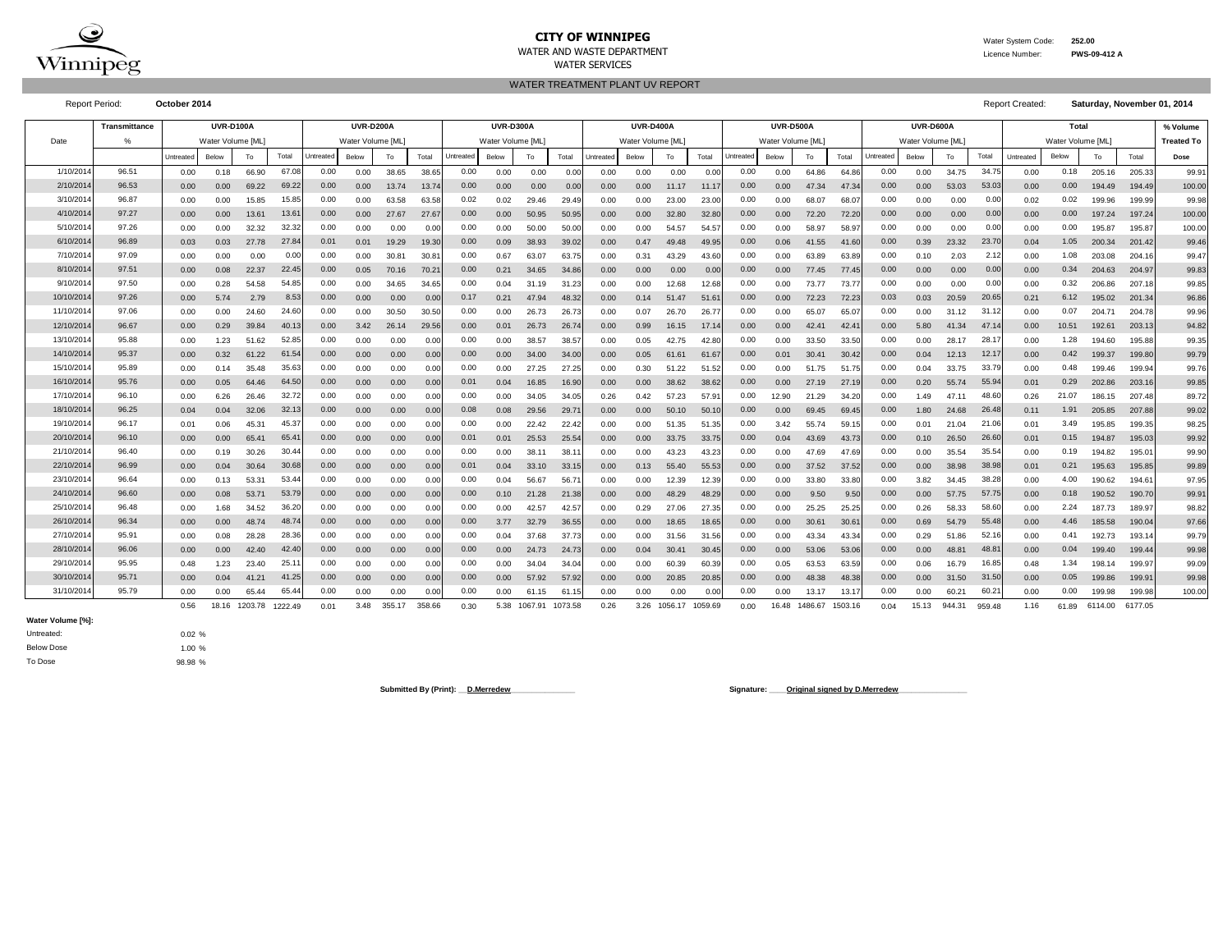**CITY OF WINNIPEG**

WATER AND WASTE DEPARTMENT

WATER SERVICES

Water System Code: **252.00**

Licence Number: **PWS-09-412 A**

## WATER TREATMENT PLANT UV REPORT

Report Period: **October 2014**

Report Created: **Saturday, November 01, 2014**

| Date | Transmittance | UVR-D100A | | | | UVR-D200A | | | | UVR-D300A | | | | UVR-D400A | | | | UVR-D500A | | | | UVR-D600A | | | | Total | | | | % Volume |
|---|---|---|---|---|---|---|---|---|---|---|---|---|---|---|---|---|---|---|---|---|---|---|---|---|---|---|---|---|---|---|
| | % | Water Volume [ML] | | | | Water Volume [ML] | | | | Water Volume [ML] | | | | Water Volume [ML] | | | | Water Volume [ML] | | | | Water Volume [ML] | | | | Water Volume [ML] | | | | Treated To |
| | | Untreated | Below | To | Total | Untreated | Below | To | Total | Untreated | Below | To | Total | Untreated | Below | To | Total | Untreated | Below | To | Total | Untreated | Below | To | Total | Untreated | Below | To | Total | Dose |
| 1/10/2014 | 96.51 | 0.00 | 0.18 | 66.90 | 67.08 | 0.00 | 0.00 | 38.65 | 38.65 | 0.00 | 0.00 | 0.00 | 0.00 | 0.00 | 0.00 | 0.00 | 0.00 | 0.00 | 0.00 | 64.86 | 64.86 | 0.00 | 0.00 | 34.75 | 34.75 | 0.00 | 0.18 | 205.16 | 205.33 | 99.91 |
| 2/10/2014 | 96.53 | 0.00 | 0.00 | 69.22 | 69.22 | 0.00 | 0.00 | 13.74 | 13.74 | 0.00 | 0.00 | 0.00 | 0.00 | 0.00 | 0.00 | 11.17 | 11.17 | 0.00 | 0.00 | 47.34 | 47.34 | 0.00 | 0.00 | 53.03 | 53.03 | 0.00 | 0.00 | 194.49 | 194.49 | 100.00 |
| 3/10/2014 | 96.87 | 0.00 | 0.00 | 15.85 | 15.85 | 0.00 | 0.00 | 63.58 | 63.58 | 0.02 | 0.02 | 29.46 | 29.49 | 0.00 | 0.00 | 23.00 | 23.00 | 0.00 | 0.00 | 68.07 | 68.07 | 0.00 | 0.00 | 0.00 | 0.00 | 0.02 | 0.02 | 199.96 | 199.99 | 99.98 |
| 4/10/2014 | 97.27 | 0.00 | 0.00 | 13.61 | 13.61 | 0.00 | 0.00 | 27.67 | 27.67 | 0.00 | 0.00 | 50.95 | 50.95 | 0.00 | 0.00 | 32.80 | 32.80 | 0.00 | 0.00 | 72.20 | 72.20 | 0.00 | 0.00 | 0.00 | 0.00 | 0.00 | 0.00 | 197.24 | 197.24 | 100.00 |
| 5/10/2014 | 97.26 | 0.00 | 0.00 | 32.32 | 32.32 | 0.00 | 0.00 | 0.00 | 0.00 | 0.00 | 0.00 | 50.00 | 50.00 | 0.00 | 0.00 | 54.57 | 54.57 | 0.00 | 0.00 | 58.97 | 58.97 | 0.00 | 0.00 | 0.00 | 0.00 | 0.00 | 0.00 | 195.87 | 195.87 | 100.00 |
| 6/10/2014 | 96.89 | 0.03 | 0.03 | 27.78 | 27.84 | 0.01 | 0.01 | 19.29 | 19.30 | 0.00 | 0.09 | 38.93 | 39.02 | 0.00 | 0.47 | 49.48 | 49.95 | 0.00 | 0.06 | 41.55 | 41.60 | 0.00 | 0.39 | 23.32 | 23.70 | 0.04 | 1.05 | 200.34 | 201.42 | 99.46 |
| 7/10/2014 | 97.09 | 0.00 | 0.00 | 0.00 | 0.00 | 0.00 | 0.00 | 30.81 | 30.81 | 0.00 | 0.67 | 63.07 | 63.75 | 0.00 | 0.31 | 43.29 | 43.60 | 0.00 | 0.00 | 63.89 | 63.89 | 0.00 | 0.10 | 2.03 | 2.12 | 0.00 | 1.08 | 203.08 | 204.16 | 99.47 |
| 8/10/2014 | 97.51 | 0.00 | 0.08 | 22.37 | 22.45 | 0.00 | 0.05 | 70.16 | 70.21 | 0.00 | 0.21 | 34.65 | 34.86 | 0.00 | 0.00 | 0.00 | 0.00 | 0.00 | 0.00 | 77.45 | 77.45 | 0.00 | 0.00 | 0.00 | 0.00 | 0.00 | 0.34 | 204.63 | 204.97 | 99.83 |
| 9/10/2014 | 97.50 | 0.00 | 0.28 | 54.58 | 54.85 | 0.00 | 0.00 | 34.65 | 34.65 | 0.00 | 0.04 | 31.19 | 31.23 | 0.00 | 0.00 | 12.68 | 12.68 | 0.00 | 0.00 | 73.77 | 73.77 | 0.00 | 0.00 | 0.00 | 0.00 | 0.00 | 0.32 | 206.86 | 207.18 | 99.85 |
| 10/10/2014 | 97.26 | 0.00 | 5.74 | 2.79 | 8.53 | 0.00 | 0.00 | 0.00 | 0.00 | 0.17 | 0.21 | 47.94 | 48.32 | 0.00 | 0.14 | 51.47 | 51.61 | 0.00 | 0.00 | 72.23 | 72.23 | 0.03 | 0.03 | 20.59 | 20.65 | 0.21 | 6.12 | 195.02 | 201.34 | 96.86 |
| 11/10/2014 | 97.06 | 0.00 | 0.00 | 24.60 | 24.60 | 0.00 | 0.00 | 30.50 | 30.50 | 0.00 | 0.00 | 26.73 | 26.73 | 0.00 | 0.07 | 26.70 | 26.77 | 0.00 | 0.00 | 65.07 | 65.07 | 0.00 | 0.00 | 31.12 | 31.12 | 0.00 | 0.07 | 204.71 | 204.78 | 99.96 |
| 12/10/2014 | 96.67 | 0.00 | 0.29 | 39.84 | 40.13 | 0.00 | 3.42 | 26.14 | 29.56 | 0.00 | 0.01 | 26.73 | 26.74 | 0.00 | 0.99 | 16.15 | 17.14 | 0.00 | 0.00 | 42.41 | 42.41 | 0.00 | 5.80 | 41.34 | 47.14 | 0.00 | 10.51 | 192.61 | 203.13 | 94.82 |
| 13/10/2014 | 95.88 | 0.00 | 1.23 | 51.62 | 52.85 | 0.00 | 0.00 | 0.00 | 0.00 | 0.00 | 0.00 | 38.57 | 38.57 | 0.00 | 0.05 | 42.75 | 42.80 | 0.00 | 0.00 | 33.50 | 33.50 | 0.00 | 0.00 | 28.17 | 28.17 | 0.00 | 1.28 | 194.60 | 195.88 | 99.35 |
| 14/10/2014 | 95.37 | 0.00 | 0.32 | 61.22 | 61.54 | 0.00 | 0.00 | 0.00 | 0.00 | 0.00 | 0.00 | 34.00 | 34.00 | 0.00 | 0.05 | 61.61 | 61.67 | 0.00 | 0.01 | 30.41 | 30.42 | 0.00 | 0.04 | 12.13 | 12.17 | 0.00 | 0.42 | 199.37 | 199.80 | 99.79 |
| 15/10/2014 | 95.89 | 0.00 | 0.14 | 35.48 | 35.63 | 0.00 | 0.00 | 0.00 | 0.00 | 0.00 | 0.00 | 27.25 | 27.25 | 0.00 | 0.30 | 51.22 | 51.52 | 0.00 | 0.00 | 51.75 | 51.75 | 0.00 | 0.04 | 33.75 | 33.79 | 0.00 | 0.48 | 199.46 | 199.94 | 99.76 |
| 16/10/2014 | 95.76 | 0.00 | 0.05 | 64.46 | 64.50 | 0.00 | 0.00 | 0.00 | 0.00 | 0.01 | 0.04 | 16.85 | 16.90 | 0.00 | 0.00 | 38.62 | 38.62 | 0.00 | 0.00 | 27.19 | 27.19 | 0.00 | 0.20 | 55.74 | 55.94 | 0.01 | 0.29 | 202.86 | 203.16 | 99.85 |
| 17/10/2014 | 96.10 | 0.00 | 6.26 | 26.46 | 32.72 | 0.00 | 0.00 | 0.00 | 0.00 | 0.00 | 0.00 | 34.05 | 34.05 | 0.26 | 0.42 | 57.23 | 57.91 | 0.00 | 12.90 | 21.29 | 34.20 | 0.00 | 1.49 | 47.11 | 48.60 | 0.26 | 21.07 | 186.15 | 207.48 | 89.72 |
| 18/10/2014 | 96.25 | 0.04 | 0.04 | 32.06 | 32.13 | 0.00 | 0.00 | 0.00 | 0.00 | 0.08 | 0.08 | 29.56 | 29.71 | 0.00 | 0.00 | 50.10 | 50.10 | 0.00 | 0.00 | 69.45 | 69.45 | 0.00 | 1.80 | 24.68 | 26.48 | 0.11 | 1.91 | 205.85 | 207.88 | 99.02 |
| 19/10/2014 | 96.17 | 0.01 | 0.06 | 45.31 | 45.37 | 0.00 | 0.00 | 0.00 | 0.00 | 0.00 | 0.00 | 22.42 | 22.42 | 0.00 | 0.00 | 51.35 | 51.35 | 0.00 | 3.42 | 55.74 | 59.15 | 0.00 | 0.01 | 21.04 | 21.06 | 0.01 | 3.49 | 195.85 | 199.35 | 98.25 |
| 20/10/2014 | 96.10 | 0.00 | 0.00 | 65.41 | 65.41 | 0.00 | 0.00 | 0.00 | 0.00 | 0.01 | 0.01 | 25.53 | 25.54 | 0.00 | 0.00 | 33.75 | 33.75 | 0.00 | 0.04 | 43.69 | 43.73 | 0.00 | 0.10 | 26.50 | 26.60 | 0.01 | 0.15 | 194.87 | 195.03 | 99.92 |
| 21/10/2014 | 96.40 | 0.00 | 0.19 | 30.26 | 30.44 | 0.00 | 0.00 | 0.00 | 0.00 | 0.00 | 0.00 | 38.11 | 38.11 | 0.00 | 0.00 | 43.23 | 43.23 | 0.00 | 0.00 | 47.69 | 47.69 | 0.00 | 0.00 | 35.54 | 35.54 | 0.00 | 0.19 | 194.82 | 195.01 | 99.90 |
| 22/10/2014 | 96.99 | 0.00 | 0.04 | 30.64 | 30.68 | 0.00 | 0.00 | 0.00 | 0.00 | 0.01 | 0.04 | 33.10 | 33.15 | 0.00 | 0.13 | 55.40 | 55.53 | 0.00 | 0.00 | 37.52 | 37.52 | 0.00 | 0.00 | 38.98 | 38.98 | 0.01 | 0.21 | 195.63 | 195.85 | 99.89 |
| 23/10/2014 | 96.64 | 0.00 | 0.13 | 53.31 | 53.44 | 0.00 | 0.00 | 0.00 | 0.00 | 0.00 | 0.04 | 56.67 | 56.71 | 0.00 | 0.00 | 12.39 | 12.39 | 0.00 | 0.00 | 33.80 | 33.80 | 0.00 | 3.82 | 34.45 | 38.28 | 0.00 | 4.00 | 190.62 | 194.61 | 97.95 |
| 24/10/2014 | 96.60 | 0.00 | 0.08 | 53.71 | 53.79 | 0.00 | 0.00 | 0.00 | 0.00 | 0.00 | 0.10 | 21.28 | 21.38 | 0.00 | 0.00 | 48.29 | 48.29 | 0.00 | 0.00 | 9.50 | 9.50 | 0.00 | 0.00 | 57.75 | 57.75 | 0.00 | 0.18 | 190.52 | 190.70 | 99.91 |
| 25/10/2014 | 96.48 | 0.00 | 1.68 | 34.52 | 36.20 | 0.00 | 0.00 | 0.00 | 0.00 | 0.00 | 0.00 | 42.57 | 42.57 | 0.00 | 0.29 | 27.06 | 27.35 | 0.00 | 0.00 | 25.25 | 25.25 | 0.00 | 0.26 | 58.33 | 58.60 | 0.00 | 2.24 | 187.73 | 189.97 | 98.82 |
| 26/10/2014 | 96.34 | 0.00 | 0.00 | 48.74 | 48.74 | 0.00 | 0.00 | 0.00 | 0.00 | 0.00 | 3.77 | 32.79 | 36.55 | 0.00 | 0.00 | 18.65 | 18.65 | 0.00 | 0.00 | 30.61 | 30.61 | 0.00 | 0.69 | 54.79 | 55.48 | 0.00 | 4.46 | 185.58 | 190.04 | 97.66 |
| 27/10/2014 | 95.91 | 0.00 | 0.08 | 28.28 | 28.36 | 0.00 | 0.00 | 0.00 | 0.00 | 0.00 | 0.04 | 37.68 | 37.73 | 0.00 | 0.00 | 31.56 | 31.56 | 0.00 | 0.00 | 43.34 | 43.34 | 0.00 | 0.29 | 51.86 | 52.16 | 0.00 | 0.41 | 192.73 | 193.14 | 99.79 |
| 28/10/2014 | 96.06 | 0.00 | 0.00 | 42.40 | 42.40 | 0.00 | 0.00 | 0.00 | 0.00 | 0.00 | 0.00 | 24.73 | 24.73 | 0.00 | 0.04 | 30.41 | 30.45 | 0.00 | 0.00 | 53.06 | 53.06 | 0.00 | 0.00 | 48.81 | 48.81 | 0.00 | 0.04 | 199.40 | 199.44 | 99.98 |
| 29/10/2014 | 95.95 | 0.48 | 1.23 | 23.40 | 25.11 | 0.00 | 0.00 | 0.00 | 0.00 | 0.00 | 0.00 | 34.04 | 34.04 | 0.00 | 0.00 | 60.39 | 60.39 | 0.00 | 0.05 | 63.53 | 63.59 | 0.00 | 0.06 | 16.79 | 16.85 | 0.48 | 1.34 | 198.14 | 199.97 | 99.09 |
| 30/10/2014 | 95.71 | 0.00 | 0.04 | 41.21 | 41.25 | 0.00 | 0.00 | 0.00 | 0.00 | 0.00 | 0.00 | 57.92 | 57.92 | 0.00 | 0.00 | 20.85 | 20.85 | 0.00 | 0.00 | 48.38 | 48.38 | 0.00 | 0.00 | 31.50 | 31.50 | 0.00 | 0.05 | 199.86 | 199.91 | 99.98 |
| 31/10/2014 | 95.79 | 0.00 | 0.00 | 65.44 | 65.44 | 0.00 | 0.00 | 0.00 | 0.00 | 0.00 | 0.00 | 61.15 | 61.15 | 0.00 | 0.00 | 0.00 | 0.00 | 0.00 | 0.00 | 13.17 | 13.17 | 0.00 | 0.00 | 60.21 | 60.21 | 0.00 | 0.00 | 199.98 | 199.98 | 100.00 |
| | | 0.56 | 18.16 | 1203.78 | 1222.49 | 0.01 | 3.48 | 355.17 | 358.66 | 0.30 | 5.38 | 1067.91 | 1073.58 | 0.26 | 3.26 | 1056.17 | 1059.69 | 0.00 | 16.48 | 1486.67 | 1503.16 | 0.04 | 15.13 | 944.31 | 959.48 | 1.16 | 61.89 | 6114.00 | 6177.05 | |

**Water Volume [%]:**

| | |
|---|---|
| Untreated: | 0.02 % |
| Below Dose | 1.00 % |
| To Dose | 98.98 % |

**Submitted By (Print):** D.Merredew

**Signature:** Original signed by D.Merredew